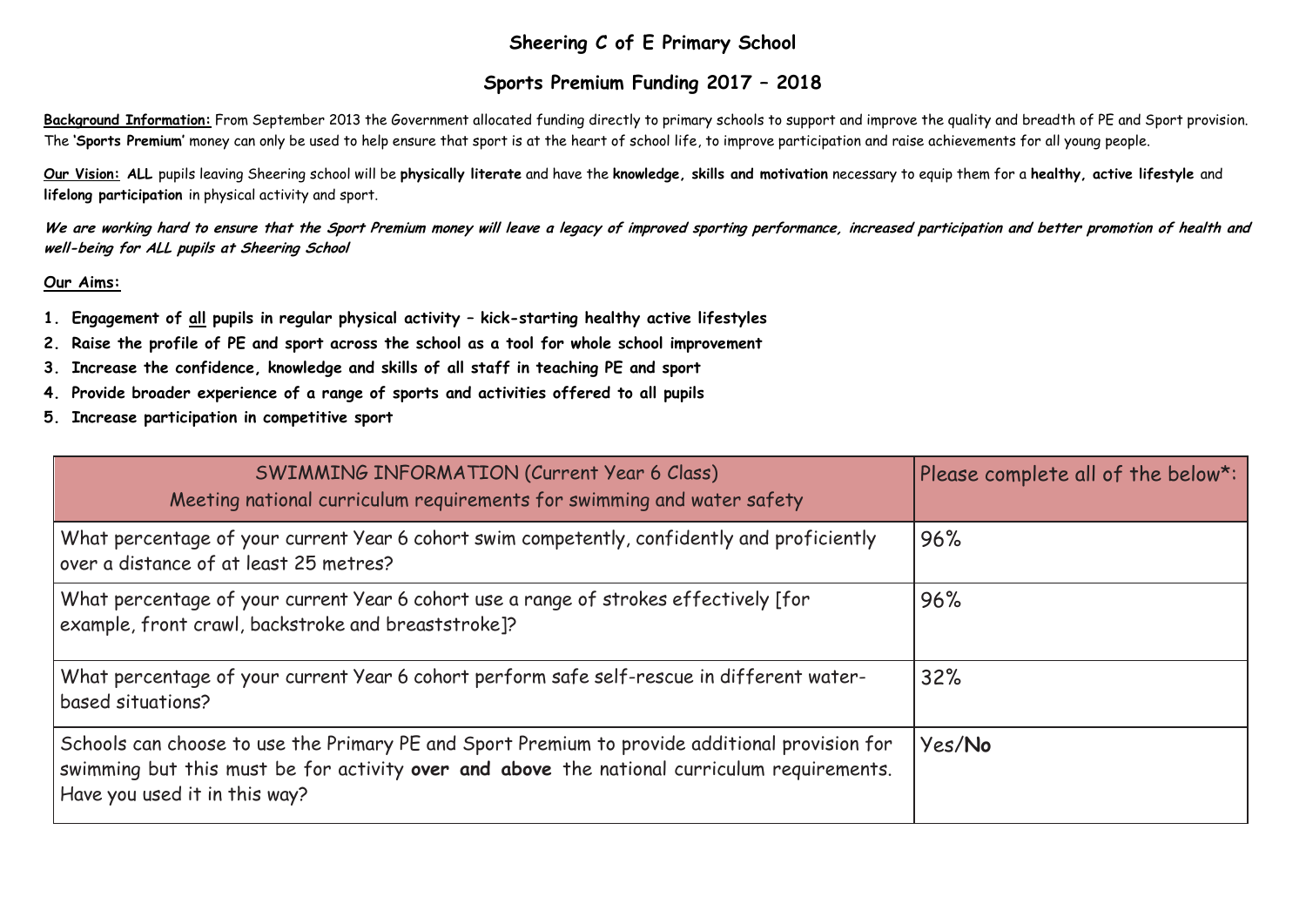# Sheering C of E Primary School

## Sports Premium Funding 2017 – 2018

**Background Information:** From September 2013 the Government allocated funding directly to primary schools to support and improve the quality and breadth of PE and Sport provision. The '**Sports Premium**' money can only be used to help ensure that sport is at the heart of school life, to improve participation and raise achievements for all young people.

**Our Vision:** **ALL** pupils leaving Sheering school will be **physically literate** and have the **knowledge, skills and motivation** necessary to equip them for a **healthy, active lifestyle** and **lifelong participation** in physical activity and sport.

***We are working hard to ensure that the Sport Premium money will leave a legacy of improved sporting performance, increased participation and better promotion of health and well-being for ALL pupils at Sheering School***

**Our Aims:**

1. **Engagement of all pupils in regular physical activity – kick-starting healthy active lifestyles**
2. **Raise the profile of PE and sport across the school as a tool for whole school improvement**
3. **Increase the confidence, knowledge and skills of all staff in teaching PE and sport**
4. **Provide broader experience of a range of sports and activities offered to all pupils**
5. **Increase participation in competitive sport**

| SWIMMING INFORMATION (Current Year 6 Class) Meeting national curriculum requirements for swimming and water safety | Please complete all of the below*: |
|---|---|
| What percentage of your current Year 6 cohort swim competently, confidently and proficiently over a distance of at least 25 metres? | 96% |
| What percentage of your current Year 6 cohort use a range of strokes effectively [for example, front crawl, backstroke and breaststroke]? | 96% |
| What percentage of your current Year 6 cohort perform safe self-rescue in different water-based situations? | 32% |
| Schools can choose to use the Primary PE and Sport Premium to provide additional provision for swimming but this must be for activity **over and above** the national curriculum requirements. Have you used it in this way? | Yes/**No** |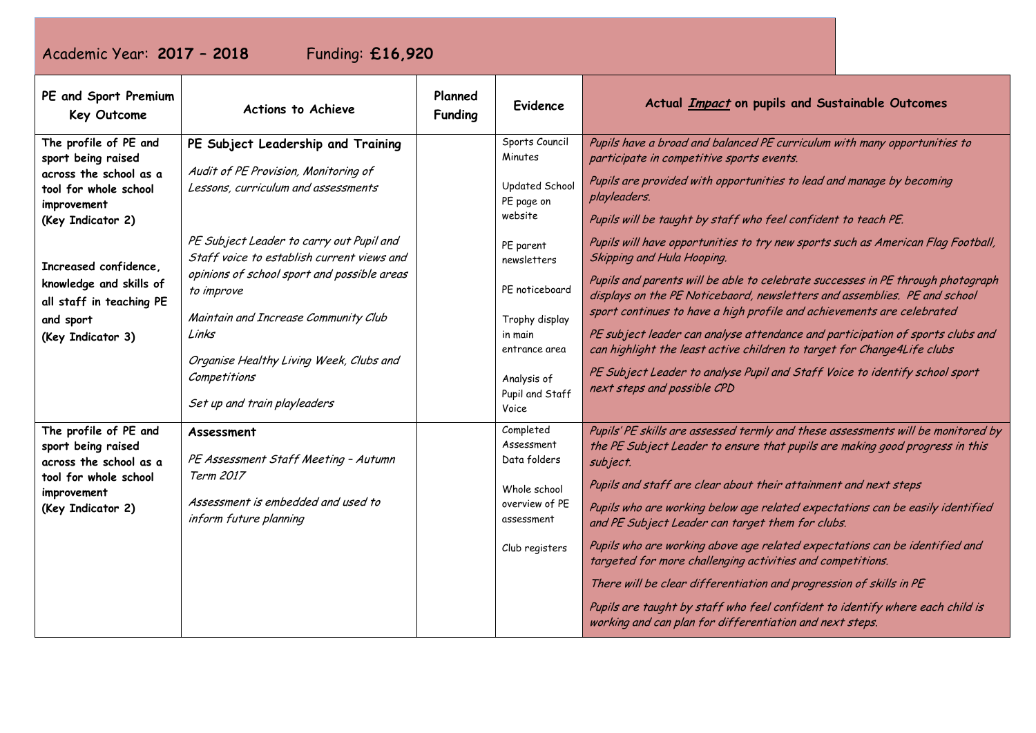Academic Year: **2017 – 2018** Funding: **£16,920**

| PE and Sport Premium Key Outcome | Actions to Achieve | Planned Funding | Evidence | Actual ***Impact*** on pupils and Sustainable Outcomes |
|---|---|---|---|---|
| **The profile of PE and sport being raised across the school as a tool for whole school improvement (Key Indicator 2)**<br><br>**Increased confidence, knowledge and skills of all staff in teaching PE and sport (Key Indicator 3)** | **PE Subject Leadership and Training**<br><br>*Audit of PE Provision, Monitoring of Lessons, curriculum and assessments*<br><br>*PE Subject Leader to carry out Pupil and Staff voice to establish current views and opinions of school sport and possible areas to improve*<br><br>*Maintain and Increase Community Club Links*<br><br>*Organise Healthy Living Week, Clubs and Competitions*<br><br>*Set up and train playleaders* | | Sports Council Minutes<br><br>Updated School PE page on website<br><br>PE parent newsletters<br><br>PE noticeboard<br><br>Trophy display in main entrance area<br><br>Analysis of Pupil and Staff Voice | *Pupils have a broad and balanced PE curriculum with many opportunities to participate in competitive sports events.*<br><br>*Pupils are provided with opportunities to lead and manage by becoming playleaders.*<br><br>*Pupils will be taught by staff who feel confident to teach PE.*<br><br>*Pupils will have opportunities to try new sports such as American Flag Football, Skipping and Hula Hooping.*<br><br>*Pupils and parents will be able to celebrate successes in PE through photograph displays on the PE Noticebaord, newsletters and assemblies. PE and school sport continues to have a high profile and achievements are celebrated*<br><br>*PE subject leader can analyse attendance and participation of sports clubs and can highlight the least active children to target for Change4Life clubs*<br><br>*PE Subject Leader to analyse Pupil and Staff Voice to identify school sport next steps and possible CPD* |
| **The profile of PE and sport being raised across the school as a tool for whole school improvement (Key Indicator 2)** | **Assessment**<br><br>*PE Assessment Staff Meeting – Autumn Term 2017*<br><br>*Assessment is embedded and used to inform future planning* | | Completed Assessment Data folders<br><br>Whole school overview of PE assessment<br><br>Club registers | *Pupils' PE skills are assessed termly and these assessments will be monitored by the PE Subject Leader to ensure that pupils are making good progress in this subject.*<br><br>*Pupils and staff are clear about their attainment and next steps*<br><br>*Pupils who are working below age related expectations can be easily identified and PE Subject Leader can target them for clubs.*<br><br>*Pupils who are working above age related expectations can be identified and targeted for more challenging activities and competitions.*<br><br>*There will be clear differentiation and progression of skills in PE*<br><br>*Pupils are taught by staff who feel confident to identify where each child is working and can plan for differentiation and next steps.* |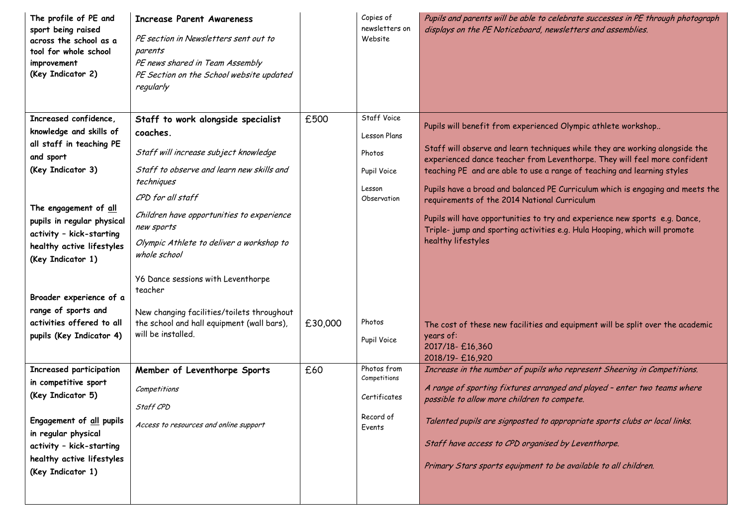| | | | | |
|---|---|---|---|---|
| **The profile of PE and sport being raised across the school as a tool for whole school improvement (Key Indicator 2)** | **Increase Parent Awareness**<br>*PE section in Newsletters sent out to parents*<br>*PE news shared in Team Assembly*<br>*PE Section on the School website updated regularly* | | Copies of newsletters on Website | *Pupils and parents will be able to celebrate successes in PE through photograph displays on the PE Noticeboard, newsletters and assemblies.* |
| **Increased confidence, knowledge and skills of all staff in teaching PE and sport (Key Indicator 3)**<br><br>**The engagement of <u>all</u> pupils in regular physical activity – kick-starting healthy active lifestyles (Key Indicator 1)**<br><br>**Broader experience of a range of sports and activities offered to all pupils (Key Indicator 4)** | **Staff to work alongside specialist coaches.**<br>*Staff will increase subject knowledge*<br>*Staff to observe and learn new skills and techniques*<br>*CPD for all staff*<br>*Children have opportunities to experience new sports*<br>*Olympic Athlete to deliver a workshop to whole school*<br>Y6 Dance sessions with Leventhorpe teacher<br><br>New changing facilities/toilets throughout the school and hall equipment (wall bars), will be installed. | £500<br><br><br><br><br><br><br><br><br>£30,000 | Staff Voice<br>Lesson Plans<br>Photos<br>Pupil Voice<br>Lesson Observation<br><br><br><br>Photos<br>Pupil Voice | Pupils will benefit from experienced Olympic athlete workshop..<br>Staff will observe and learn techniques while they are working alongside the experienced dance teacher from Leventhorpe. They will feel more confident teaching PE and are able to use a range of teaching and learning styles<br>Pupils have a broad and balanced PE Curriculum which is engaging and meets the requirements of the 2014 National Curriculum<br>Pupils will have opportunities to try and experience new sports e.g. Dance, Triple- jump and sporting activities e.g. Hula Hooping, which will promote healthy lifestyles<br><br>The cost of these new facilities and equipment will be split over the academic years of:<br>2017/18- £16,360<br>2018/19- £16,920 |
| **Increased participation in competitive sport (Key Indicator 5)**<br><br>**Engagement of <u>all</u> pupils in regular physical activity – kick-starting healthy active lifestyles (Key Indicator 1)** | **Member of Leventhorpe Sports**<br>*Competitions*<br>*Staff CPD*<br>*Access to resources and online support* | £60 | Photos from Competitions<br>Certificates<br>Record of Events | *Increase in the number of pupils who represent Sheering in Competitions.*<br>*A range of sporting fixtures arranged and played – enter two teams where possible to allow more children to compete.*<br>*Talented pupils are signposted to appropriate sports clubs or local links.*<br>*Staff have access to CPD organised by Leventhorpe.*<br>*Primary Stars sports equipment to be available to all children.* |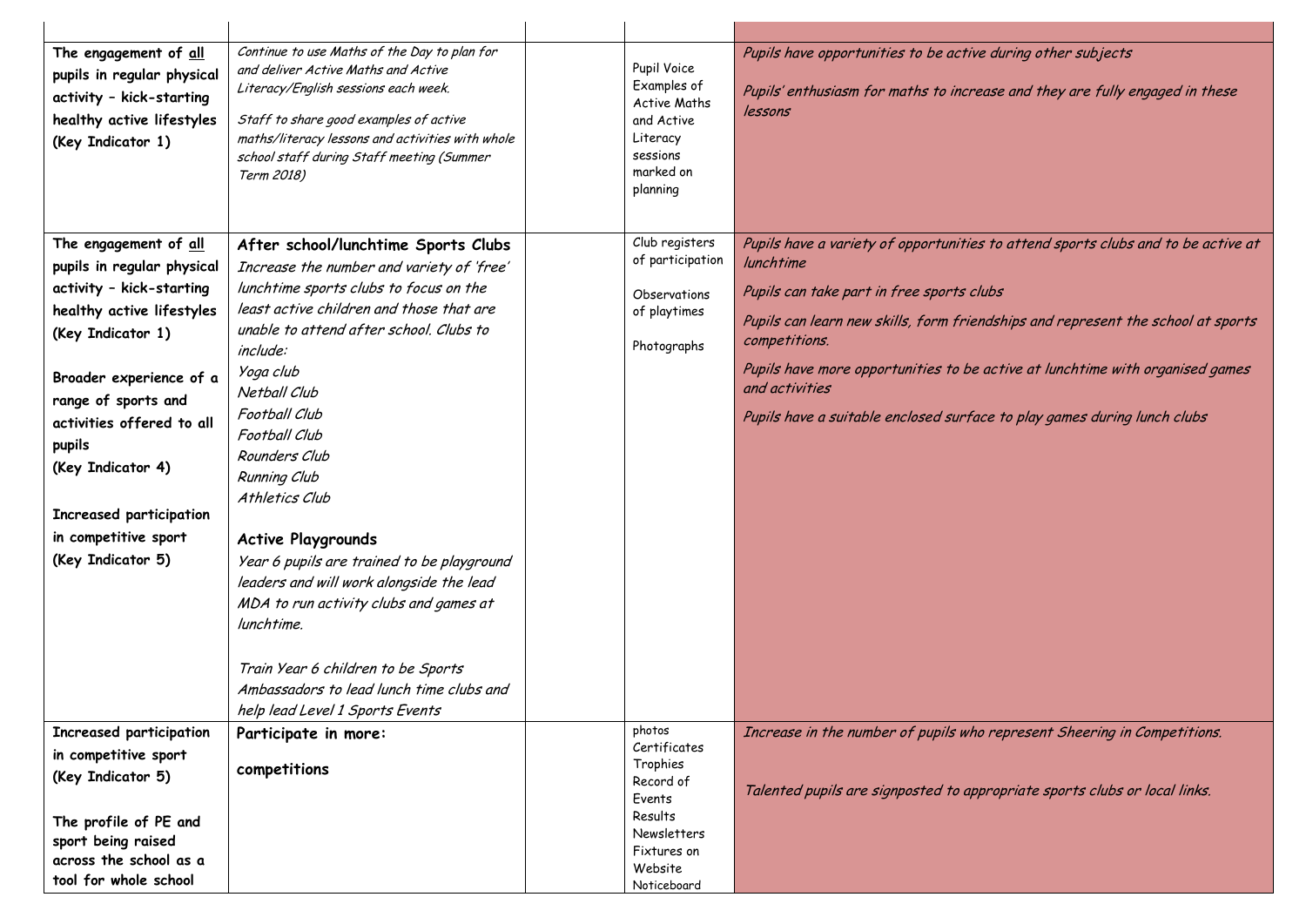| | | | | |
|---|---|---|---|---|
| **The engagement of <u>all</u> pupils in regular physical activity – kick-starting healthy active lifestyles (Key Indicator 1)** | *Continue to use Maths of the Day to plan for and deliver Active Maths and Active Literacy/English sessions each week.*<br><br>*Staff to share good examples of active maths/literacy lessons and activities with whole school staff during Staff meeting (Summer Term 2018)* | | Pupil Voice<br>Examples of Active Maths and Active Literacy sessions marked on planning | *Pupils have opportunities to be active during other subjects*<br><br>*Pupils' enthusiasm for maths to increase and they are fully engaged in these lessons* |
| **The engagement of <u>all</u> pupils in regular physical activity – kick-starting healthy active lifestyles (Key Indicator 1)**<br><br>**Broader experience of a range of sports and activities offered to all pupils (Key Indicator 4)**<br><br>**Increased participation in competitive sport (Key Indicator 5)** | **After school/lunchtime Sports Clubs**<br>*Increase the number and variety of 'free' lunchtime sports clubs to focus on the least active children and those that are unable to attend after school. Clubs to include:*<br>*Yoga club*<br>*Netball Club*<br>*Football Club*<br>*Football Club*<br>*Rounders Club*<br>*Running Club*<br>*Athletics Club*<br><br>**Active Playgrounds**<br>*Year 6 pupils are trained to be playground leaders and will work alongside the lead MDA to run activity clubs and games at lunchtime.*<br><br>*Train Year 6 children to be Sports Ambassadors to lead lunch time clubs and help lead Level 1 Sports Events* | | Club registers of participation<br><br>Observations of playtimes<br><br>Photographs | *Pupils have a variety of opportunities to attend sports clubs and to be active at lunchtime*<br><br>*Pupils can take part in free sports clubs*<br><br>*Pupils can learn new skills, form friendships and represent the school at sports competitions.*<br><br>*Pupils have more opportunities to be active at lunchtime with organised games and activities*<br><br>*Pupils have a suitable enclosed surface to play games during lunch clubs* |
| **Increased participation in competitive sport (Key Indicator 5)**<br><br>**The profile of PE and sport being raised across the school as a tool for whole school** | **Participate in more:**<br><br>**competitions** | | photos<br>Certificates<br>Trophies<br>Record of Events<br>Results<br>Newsletters<br>Fixtures on Website<br>Noticeboard | *Increase in the number of pupils who represent Sheering in Competitions.*<br><br>*Talented pupils are signposted to appropriate sports clubs or local links.* |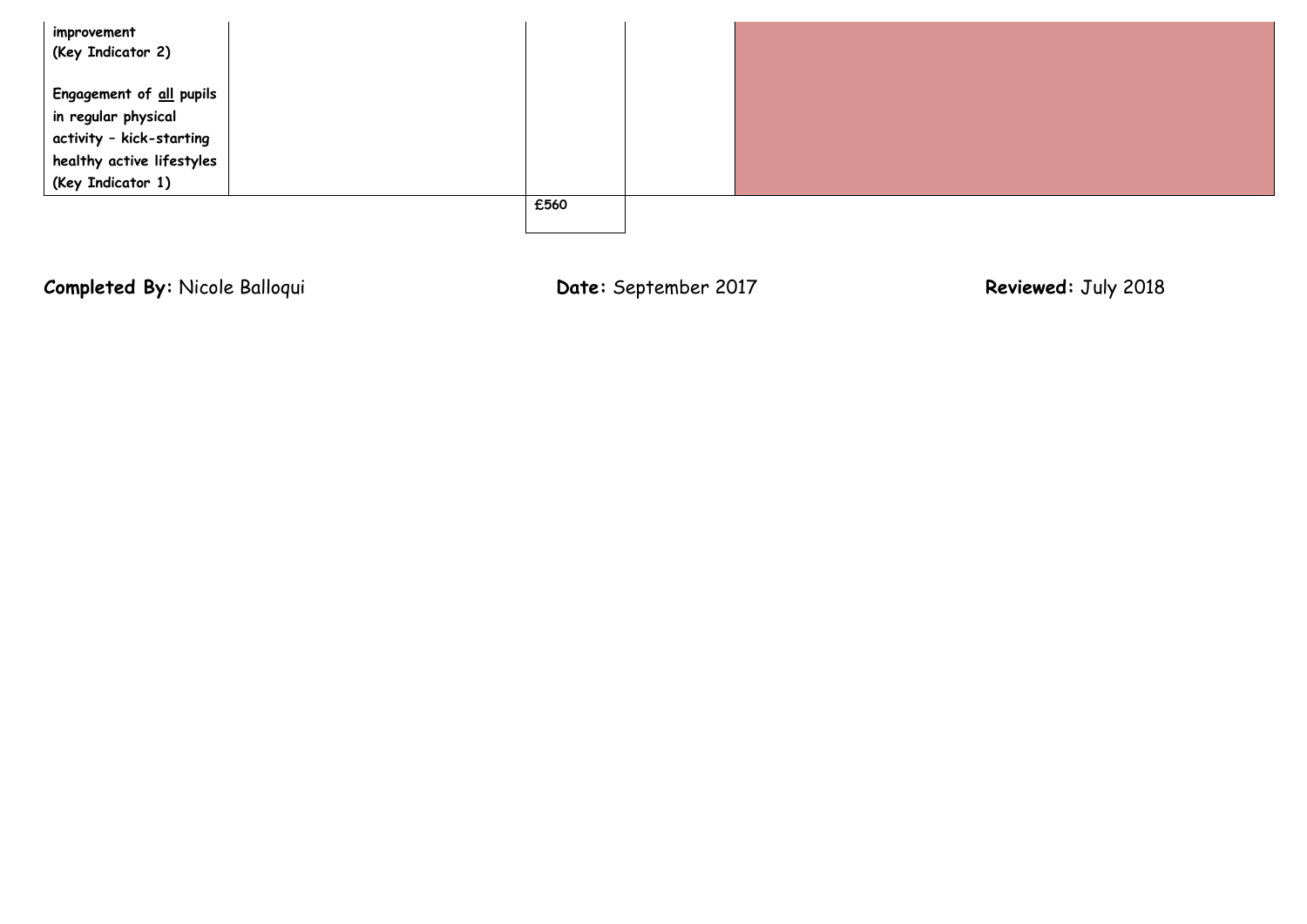| | | | | |
|---|---|---|---|---|
| **improvement (Key Indicator 2)**<br><br>**Engagement of <u>all</u> pupils in regular physical activity – kick-starting healthy active lifestyles (Key Indicator 1)** | | | | |
| | | **£560** | | |

**Completed By:** Nicole Balloqui **Date:** September 2017 **Reviewed:** July 2018